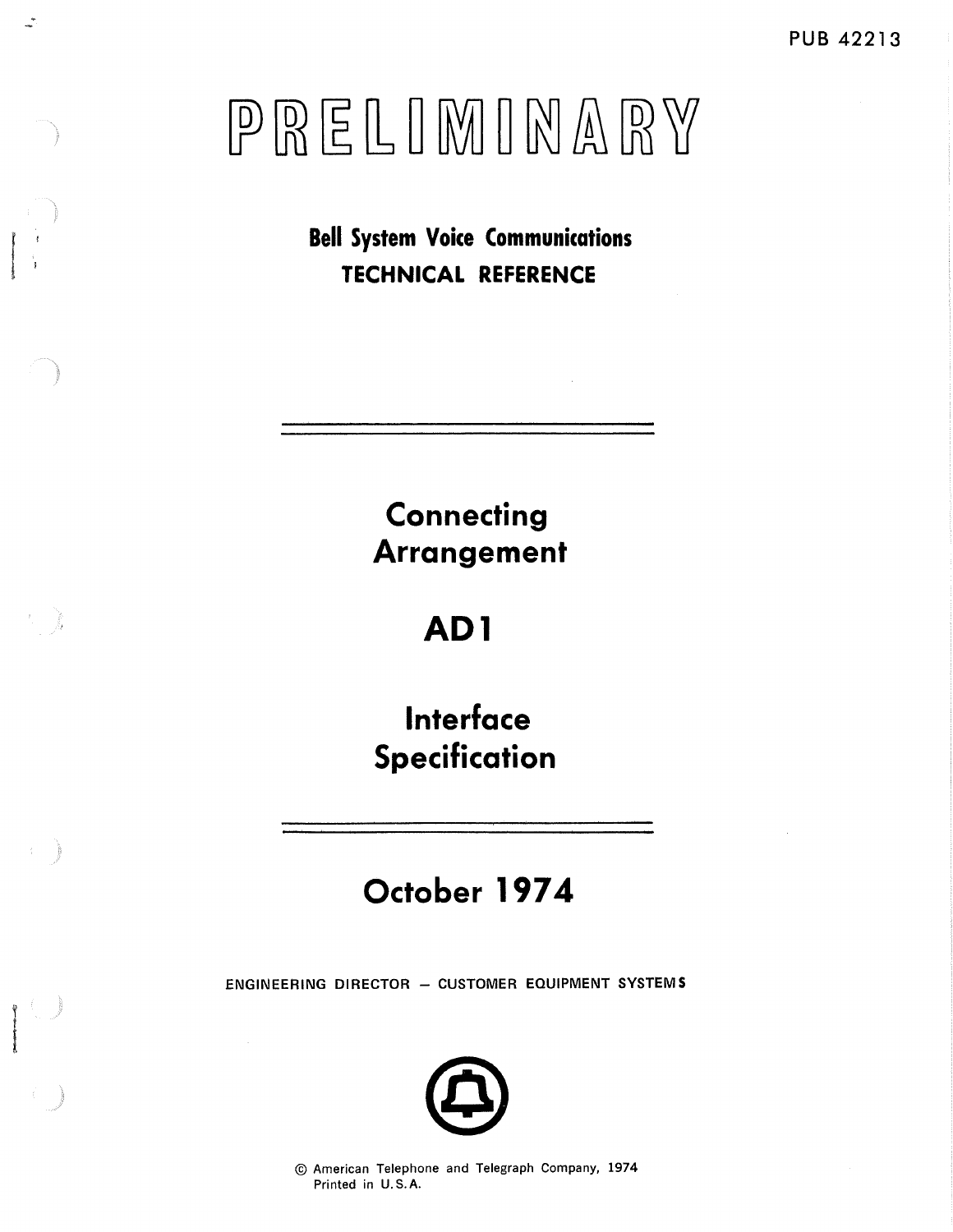PUB 42213

# PRELIMINARY

**Bell System Voice Communications**
**TECHNICAL REFERENCE**

# Connecting Arrangement

# AD1

# Interface Specification

## October 1974

ENGINEERING DIRECTOR – CUSTOMER EQUIPMENT SYSTEMS

© American Telephone and Telegraph Company, 1974
Printed in U.S.A.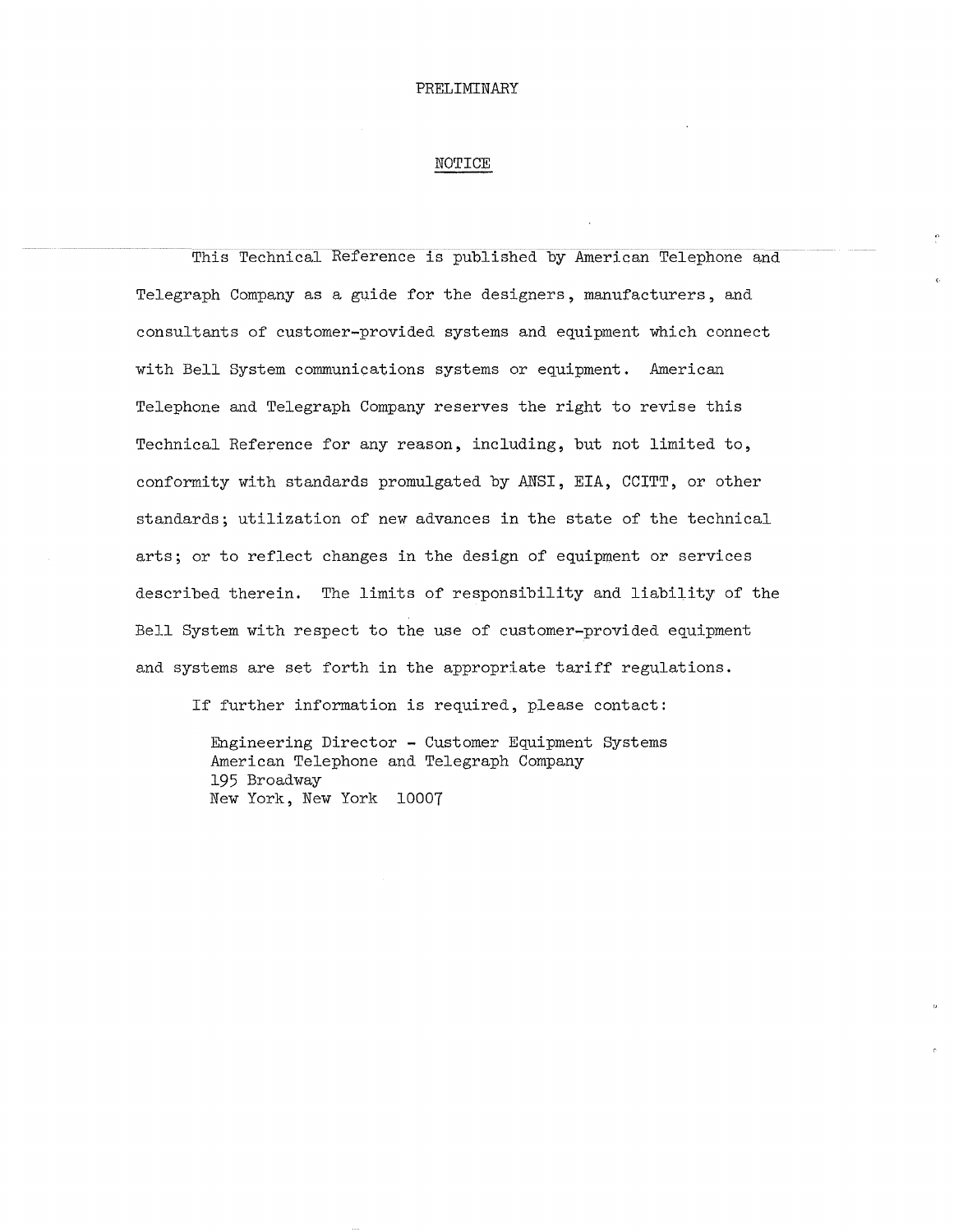PRELIMINARY

## NOTICE

This Technical Reference is published by American Telephone and Telegraph Company as a guide for the designers, manufacturers, and consultants of customer-provided systems and equipment which connect with Bell System communications systems or equipment. American Telephone and Telegraph Company reserves the right to revise this Technical Reference for any reason, including, but not limited to, conformity with standards promulgated by ANSI, EIA, CCITT, or other standards; utilization of new advances in the state of the technical arts; or to reflect changes in the design of equipment or services described therein. The limits of responsibility and liability of the Bell System with respect to the use of customer-provided equipment and systems are set forth in the appropriate tariff regulations.

If further information is required, please contact:

Engineering Director - Customer Equipment Systems
American Telephone and Telegraph Company
195 Broadway
New York, New York 10007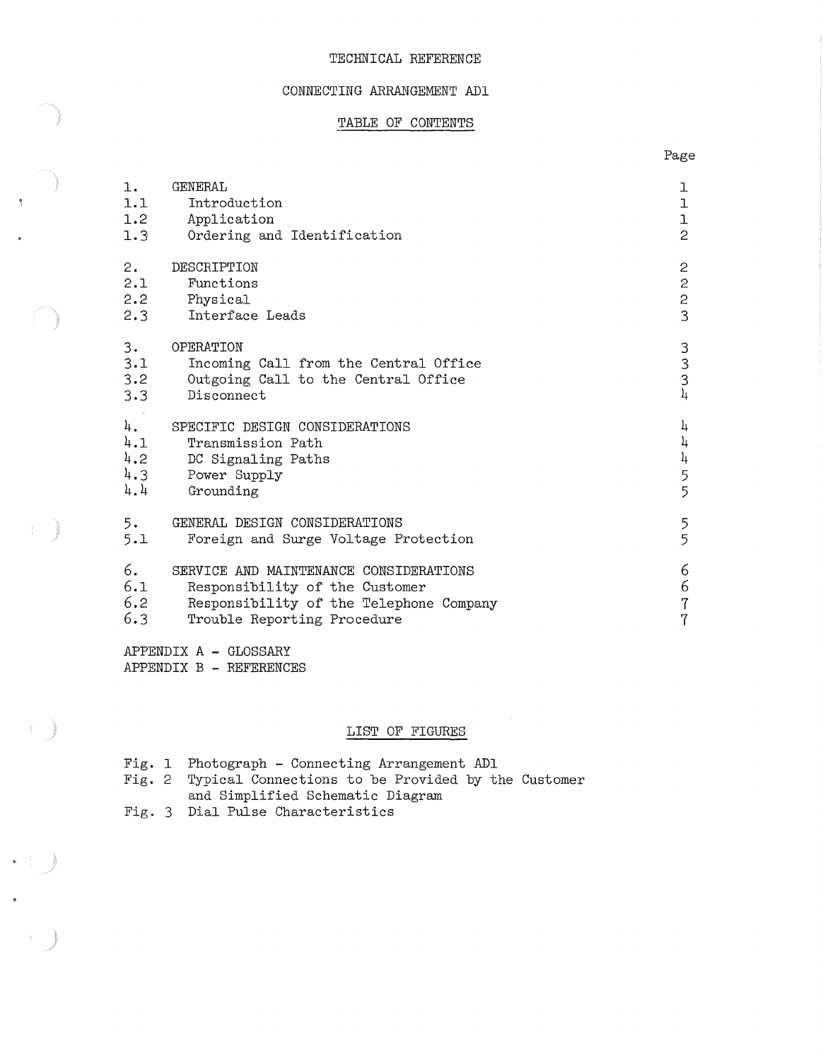TECHNICAL REFERENCE

CONNECTING ARRANGEMENT AD1

## TABLE OF CONTENTS

| | | Page |
|---|---|---|
| 1. | GENERAL | 1 |
| 1.1 | Introduction | 1 |
| 1.2 | Application | 1 |
| 1.3 | Ordering and Identification | 2 |
| 2. | DESCRIPTION | 2 |
| 2.1 | Functions | 2 |
| 2.2 | Physical | 2 |
| 2.3 | Interface Leads | 3 |
| 3. | OPERATION | 3 |
| 3.1 | Incoming Call from the Central Office | 3 |
| 3.2 | Outgoing Call to the Central Office | 3 |
| 3.3 | Disconnect | 4 |
| 4. | SPECIFIC DESIGN CONSIDERATIONS | 4 |
| 4.1 | Transmission Path | 4 |
| 4.2 | DC Signaling Paths | 4 |
| 4.3 | Power Supply | 5 |
| 4.4 | Grounding | 5 |
| 5. | GENERAL DESIGN CONSIDERATIONS | 5 |
| 5.1 | Foreign and Surge Voltage Protection | 5 |
| 6. | SERVICE AND MAINTENANCE CONSIDERATIONS | 6 |
| 6.1 | Responsibility of the Customer | 6 |
| 6.2 | Responsibility of the Telephone Company | 7 |
| 6.3 | Trouble Reporting Procedure | 7 |

APPENDIX A - GLOSSARY
APPENDIX B - REFERENCES

## LIST OF FIGURES

Fig. 1 Photograph - Connecting Arrangement AD1
Fig. 2 Typical Connections to be Provided by the Customer and Simplified Schematic Diagram
Fig. 3 Dial Pulse Characteristics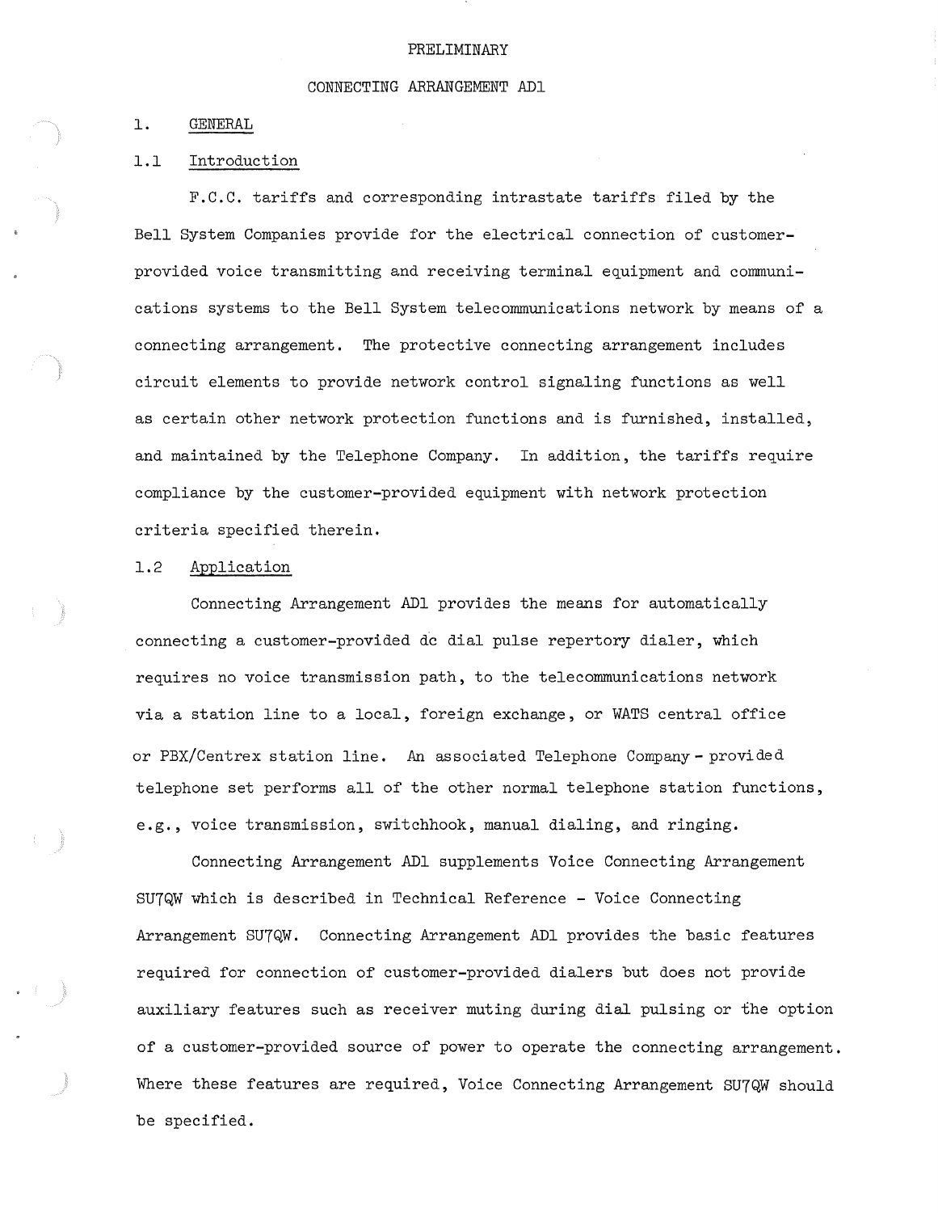PRELIMINARY

# CONNECTING ARRANGEMENT AD1

## 1. GENERAL

### 1.1 Introduction

F.C.C. tariffs and corresponding intrastate tariffs filed by the Bell System Companies provide for the electrical connection of customer-provided voice transmitting and receiving terminal equipment and communications systems to the Bell System telecommunications network by means of a connecting arrangement. The protective connecting arrangement includes circuit elements to provide network control signaling functions as well as certain other network protection functions and is furnished, installed, and maintained by the Telephone Company. In addition, the tariffs require compliance by the customer-provided equipment with network protection criteria specified therein.

### 1.2 Application

Connecting Arrangement AD1 provides the means for automatically connecting a customer-provided dc dial pulse repertory dialer, which requires no voice transmission path, to the telecommunications network via a station line to a local, foreign exchange, or WATS central office or PBX/Centrex station line. An associated Telephone Company - provided telephone set performs all of the other normal telephone station functions, e.g., voice transmission, switchhook, manual dialing, and ringing.

Connecting Arrangement AD1 supplements Voice Connecting Arrangement SU7QW which is described in Technical Reference - Voice Connecting Arrangement SU7QW. Connecting Arrangement AD1 provides the basic features required for connection of customer-provided dialers but does not provide auxiliary features such as receiver muting during dial pulsing or the option of a customer-provided source of power to operate the connecting arrangement. Where these features are required, Voice Connecting Arrangement SU7QW should be specified.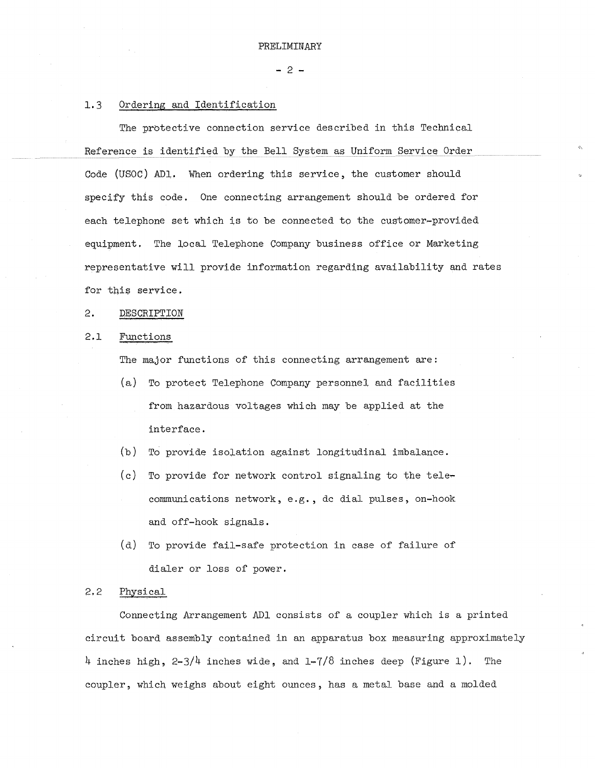### 1.3 Ordering and Identification

The protective connection service described in this Technical Reference is identified by the Bell System as Uniform Service Order Code (USOC) AD1. When ordering this service, the customer should specify this code. One connecting arrangement should be ordered for each telephone set which is to be connected to the customer-provided equipment. The local Telephone Company business office or Marketing representative will provide information regarding availability and rates for this service.

## 2. DESCRIPTION

### 2.1 Functions

The major functions of this connecting arrangement are:

(a) To protect Telephone Company personnel and facilities from hazardous voltages which may be applied at the interface.

(b) To provide isolation against longitudinal imbalance.

(c) To provide for network control signaling to the telecommunications network, e.g., dc dial pulses, on-hook and off-hook signals.

(d) To provide fail-safe protection in case of failure of dialer or loss of power.

### 2.2 Physical

Connecting Arrangement AD1 consists of a coupler which is a printed circuit board assembly contained in an apparatus box measuring approximately 4 inches high, 2-3/4 inches wide, and 1-7/8 inches deep (Figure 1). The coupler, which weighs about eight ounces, has a metal base and a molded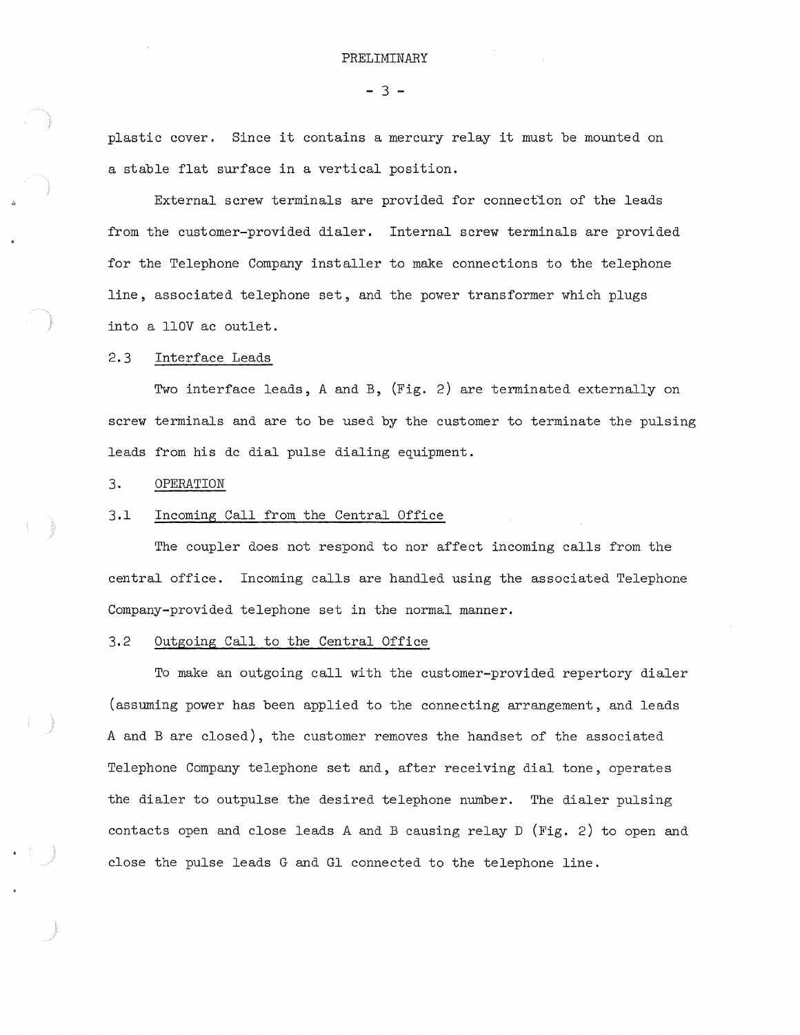plastic cover. Since it contains a mercury relay it must be mounted on a stable flat surface in a vertical position.

External screw terminals are provided for connection of the leads from the customer-provided dialer. Internal screw terminals are provided for the Telephone Company installer to make connections to the telephone line, associated telephone set, and the power transformer which plugs into a 110V ac outlet.

### 2.3 Interface Leads

Two interface leads, A and B, (Fig. 2) are terminated externally on screw terminals and are to be used by the customer to terminate the pulsing leads from his dc dial pulse dialing equipment.

## 3. OPERATION

### 3.1 Incoming Call from the Central Office

The coupler does not respond to nor affect incoming calls from the central office. Incoming calls are handled using the associated Telephone Company-provided telephone set in the normal manner.

### 3.2 Outgoing Call to the Central Office

To make an outgoing call with the customer-provided repertory dialer (assuming power has been applied to the connecting arrangement, and leads A and B are closed), the customer removes the handset of the associated Telephone Company telephone set and, after receiving dial tone, operates the dialer to outpulse the desired telephone number. The dialer pulsing contacts open and close leads A and B causing relay D (Fig. 2) to open and close the pulse leads G and G1 connected to the telephone line.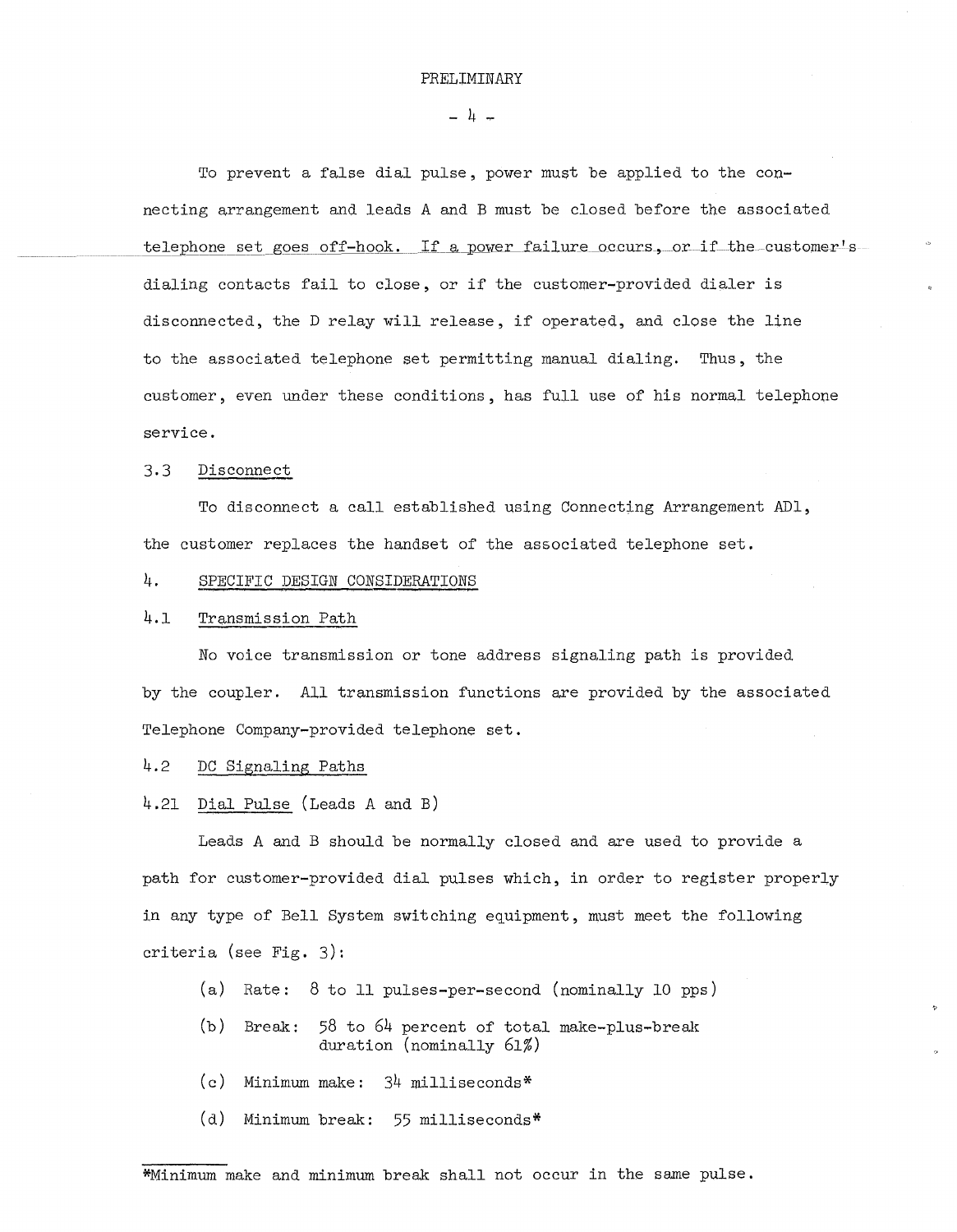To prevent a false dial pulse, power must be applied to the connecting arrangement and leads A and B must be closed before the associated telephone set goes off-hook. If a power failure occurs, or if the customer's dialing contacts fail to close, or if the customer-provided dialer is disconnected, the D relay will release, if operated, and close the line to the associated telephone set permitting manual dialing. Thus, the customer, even under these conditions, has full use of his normal telephone service.

3.3 Disconnect

To disconnect a call established using Connecting Arrangement AD1, the customer replaces the handset of the associated telephone set.

4. SPECIFIC DESIGN CONSIDERATIONS

4.1 Transmission Path

No voice transmission or tone address signaling path is provided by the coupler. All transmission functions are provided by the associated Telephone Company-provided telephone set.

4.2 DC Signaling Paths

4.21 Dial Pulse (Leads A and B)

Leads A and B should be normally closed and are used to provide a path for customer-provided dial pulses which, in order to register properly in any type of Bell System switching equipment, must meet the following criteria (see Fig. 3):

(a) Rate: 8 to 11 pulses-per-second (nominally 10 pps)

(b) Break: 58 to 64 percent of total make-plus-break duration (nominally 61%)

(c) Minimum make: 34 milliseconds*

(d) Minimum break: 55 milliseconds*

*Minimum make and minimum break shall not occur in the same pulse.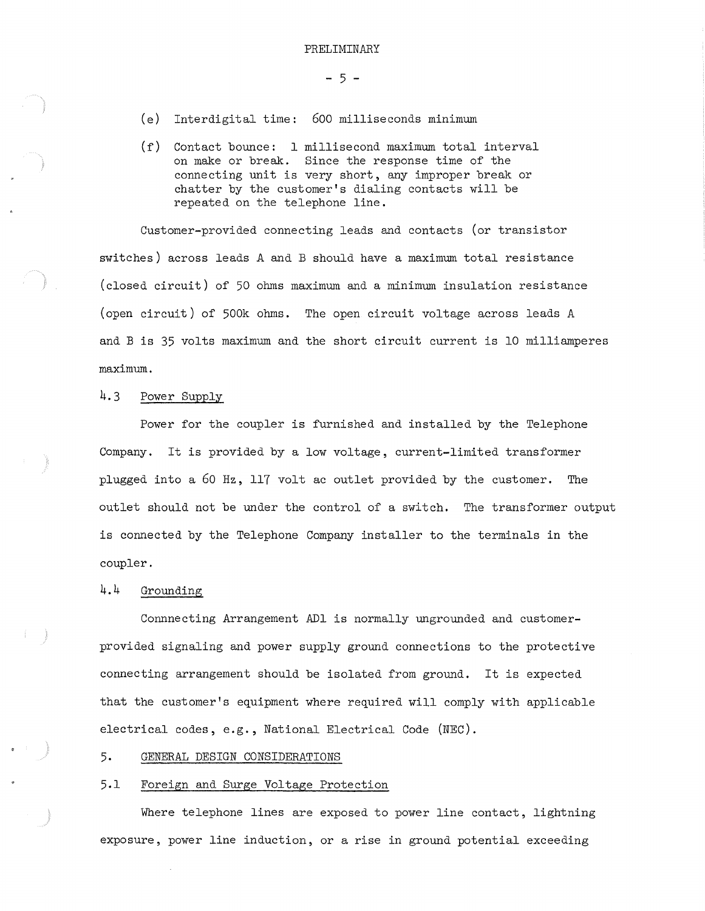(e) Interdigital time: 600 milliseconds minimum

(f) Contact bounce: 1 millisecond maximum total interval on make or break. Since the response time of the connecting unit is very short, any improper break or chatter by the customer's dialing contacts will be repeated on the telephone line.

Customer-provided connecting leads and contacts (or transistor switches) across leads A and B should have a maximum total resistance (closed circuit) of 50 ohms maximum and a minimum insulation resistance (open circuit) of 500k ohms. The open circuit voltage across leads A and B is 35 volts maximum and the short circuit current is 10 milliamperes maximum.

### 4.3 Power Supply

Power for the coupler is furnished and installed by the Telephone Company. It is provided by a low voltage, current-limited transformer plugged into a 60 Hz, 117 volt ac outlet provided by the customer. The outlet should not be under the control of a switch. The transformer output is connected by the Telephone Company installer to the terminals in the coupler.

### 4.4 Grounding

Connnecting Arrangement AD1 is normally ungrounded and customer-provided signaling and power supply ground connections to the protective connecting arrangement should be isolated from ground. It is expected that the customer's equipment where required will comply with applicable electrical codes, e.g., National Electrical Code (NEC).

## 5. GENERAL DESIGN CONSIDERATIONS

### 5.1 Foreign and Surge Voltage Protection

Where telephone lines are exposed to power line contact, lightning exposure, power line induction, or a rise in ground potential exceeding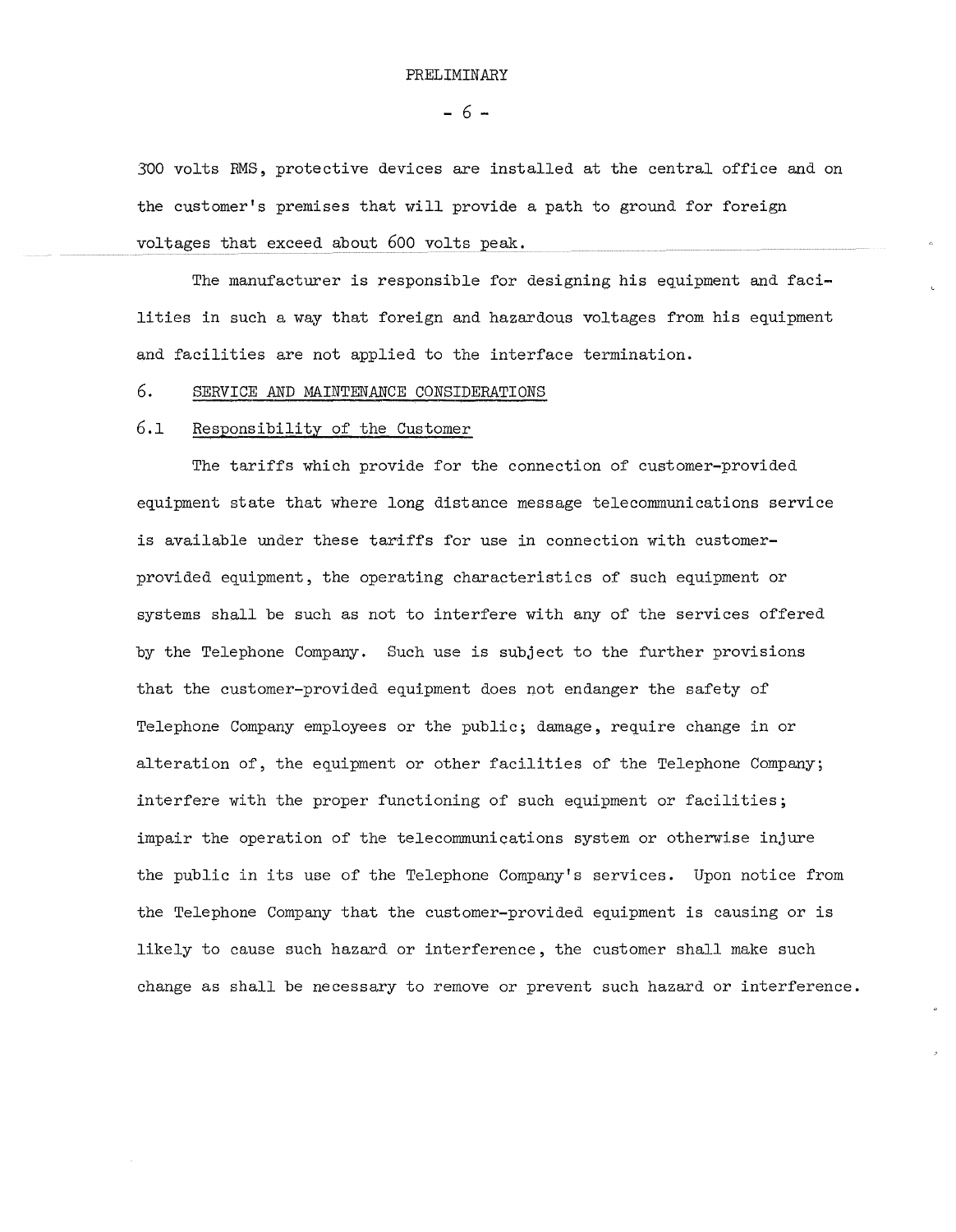300 volts RMS, protective devices are installed at the central office and on the customer's premises that will provide a path to ground for foreign voltages that exceed about 600 volts peak.

The manufacturer is responsible for designing his equipment and facilities in such a way that foreign and hazardous voltages from his equipment and facilities are not applied to the interface termination.

## 6. SERVICE AND MAINTENANCE CONSIDERATIONS

### 6.1 Responsibility of the Customer

The tariffs which provide for the connection of customer-provided equipment state that where long distance message telecommunications service is available under these tariffs for use in connection with customer-provided equipment, the operating characteristics of such equipment or systems shall be such as not to interfere with any of the services offered by the Telephone Company. Such use is subject to the further provisions that the customer-provided equipment does not endanger the safety of Telephone Company employees or the public; damage, require change in or alteration of, the equipment or other facilities of the Telephone Company; interfere with the proper functioning of such equipment or facilities; impair the operation of the telecommunications system or otherwise injure the public in its use of the Telephone Company's services. Upon notice from the Telephone Company that the customer-provided equipment is causing or is likely to cause such hazard or interference, the customer shall make such change as shall be necessary to remove or prevent such hazard or interference.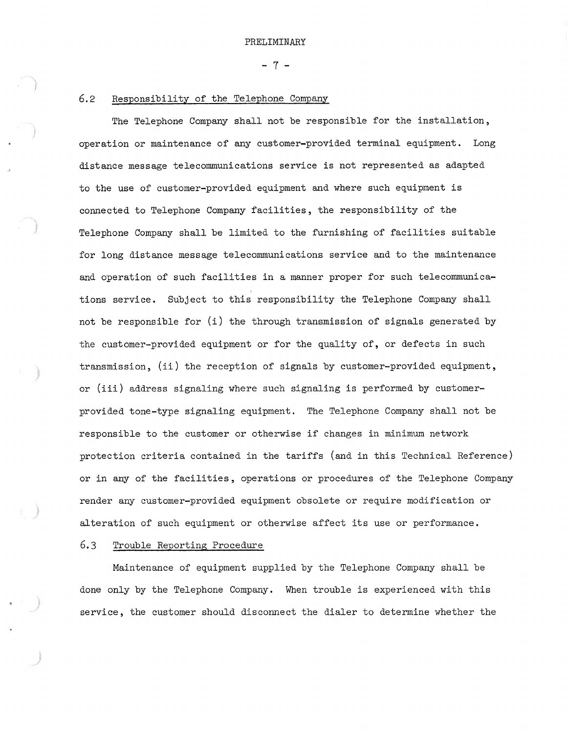## 6.2 Responsibility of the Telephone Company

The Telephone Company shall not be responsible for the installation, operation or maintenance of any customer-provided terminal equipment. Long distance message telecommunications service is not represented as adapted to the use of customer-provided equipment and where such equipment is connected to Telephone Company facilities, the responsibility of the Telephone Company shall be limited to the furnishing of facilities suitable for long distance message telecommunications service and to the maintenance and operation of such facilities in a manner proper for such telecommunications service. Subject to this responsibility the Telephone Company shall not be responsible for (i) the through transmission of signals generated by the customer-provided equipment or for the quality of, or defects in such transmission, (ii) the reception of signals by customer-provided equipment, or (iii) address signaling where such signaling is performed by customer-provided tone-type signaling equipment. The Telephone Company shall not be responsible to the customer or otherwise if changes in minimum network protection criteria contained in the tariffs (and in this Technical Reference) or in any of the facilities, operations or procedures of the Telephone Company render any customer-provided equipment obsolete or require modification or alteration of such equipment or otherwise affect its use or performance.

## 6.3 Trouble Reporting Procedure

Maintenance of equipment supplied by the Telephone Company shall be done only by the Telephone Company. When trouble is experienced with this service, the customer should disconnect the dialer to determine whether the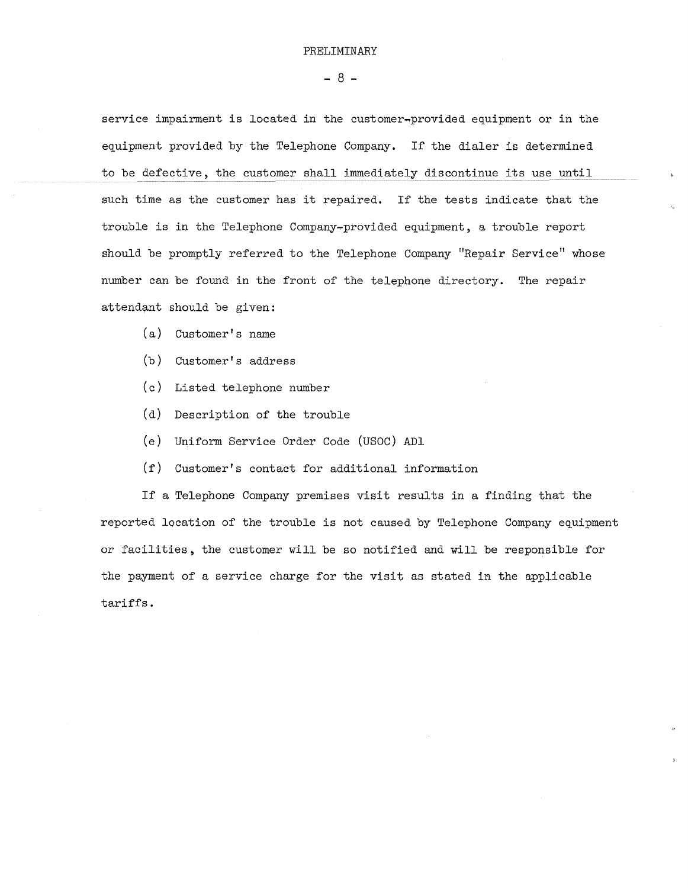service impairment is located in the customer-provided equipment or in the equipment provided by the Telephone Company. If the dialer is determined to be defective, the customer shall immediately discontinue its use until such time as the customer has it repaired. If the tests indicate that the trouble is in the Telephone Company-provided equipment, a trouble report should be promptly referred to the Telephone Company "Repair Service" whose number can be found in the front of the telephone directory. The repair attendant should be given:

(a) Customer's name

(b) Customer's address

(c) Listed telephone number

(d) Description of the trouble

(e) Uniform Service Order Code (USOC) AD1

(f) Customer's contact for additional information

If a Telephone Company premises visit results in a finding that the reported location of the trouble is not caused by Telephone Company equipment or facilities, the customer will be so notified and will be responsible for the payment of a service charge for the visit as stated in the applicable tariffs.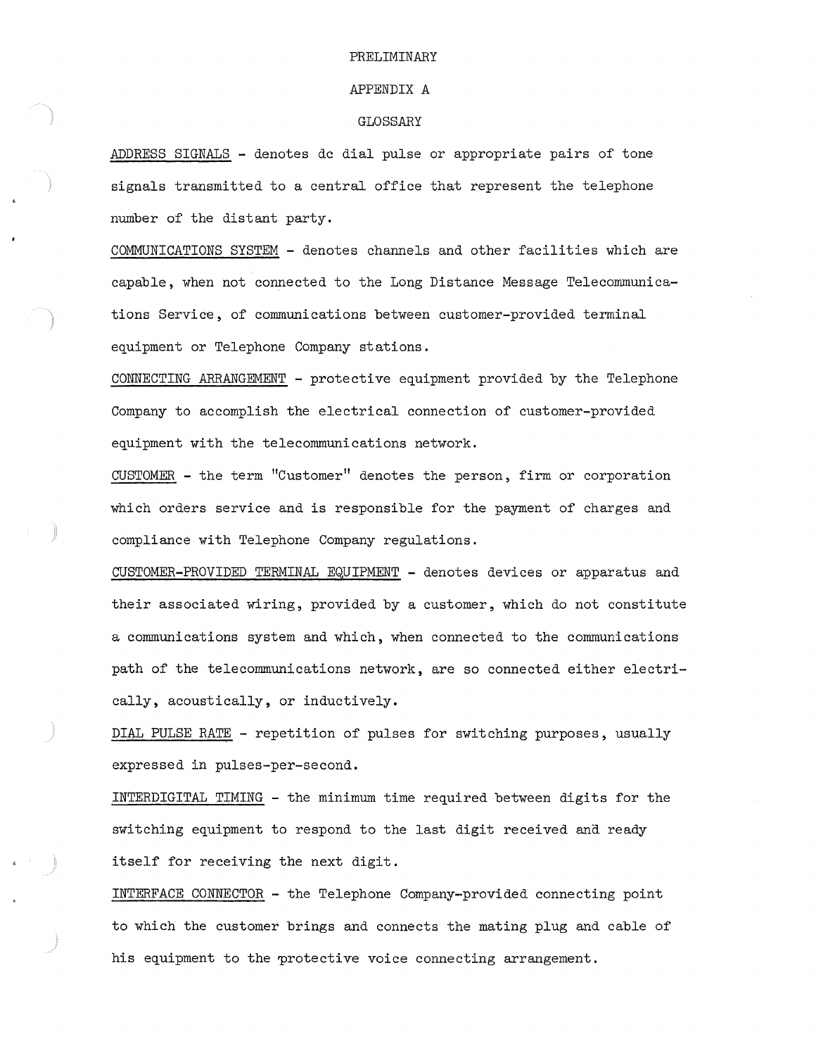PRELIMINARY

APPENDIX A

# GLOSSARY

ADDRESS SIGNALS - denotes dc dial pulse or appropriate pairs of tone signals transmitted to a central office that represent the telephone number of the distant party.

COMMUNICATIONS SYSTEM - denotes channels and other facilities which are capable, when not connected to the Long Distance Message Telecommunications Service, of communications between customer-provided terminal equipment or Telephone Company stations.

CONNECTING ARRANGEMENT - protective equipment provided by the Telephone Company to accomplish the electrical connection of customer-provided equipment with the telecommunications network.

CUSTOMER - the term "Customer" denotes the person, firm or corporation which orders service and is responsible for the payment of charges and compliance with Telephone Company regulations.

CUSTOMER-PROVIDED TERMINAL EQUIPMENT - denotes devices or apparatus and their associated wiring, provided by a customer, which do not constitute a communications system and which, when connected to the communications path of the telecommunications network, are so connected either electrically, acoustically, or inductively.

DIAL PULSE RATE - repetition of pulses for switching purposes, usually expressed in pulses-per-second.

INTERDIGITAL TIMING - the minimum time required between digits for the switching equipment to respond to the last digit received and ready itself for receiving the next digit.

INTERFACE CONNECTOR - the Telephone Company-provided connecting point to which the customer brings and connects the mating plug and cable of his equipment to the protective voice connecting arrangement.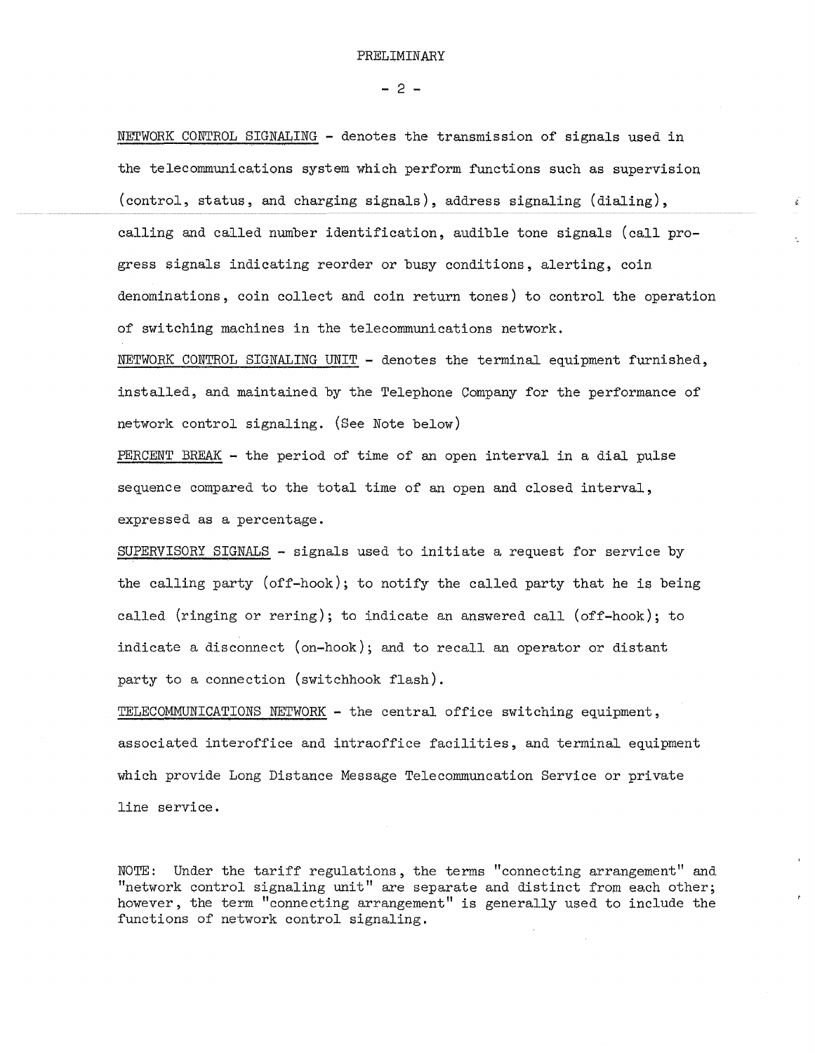PRELIMINARY

<u>NETWORK CONTROL SIGNALING</u> - denotes the transmission of signals used in the telecommunications system which perform functions such as supervision (control, status, and charging signals), address signaling (dialing), calling and called number identification, audible tone signals (call progress signals indicating reorder or busy conditions, alerting, coin denominations, coin collect and coin return tones) to control the operation of switching machines in the telecommunications network.

<u>NETWORK CONTROL SIGNALING UNIT</u> - denotes the terminal equipment furnished, installed, and maintained by the Telephone Company for the performance of network control signaling. (See Note below)

<u>PERCENT BREAK</u> - the period of time of an open interval in a dial pulse sequence compared to the total time of an open and closed interval, expressed as a percentage.

<u>SUPERVISORY SIGNALS</u> - signals used to initiate a request for service by the calling party (off-hook); to notify the called party that he is being called (ringing or rering); to indicate an answered call (off-hook); to indicate a disconnect (on-hook); and to recall an operator or distant party to a connection (switchhook flash).

<u>TELECOMMUNICATIONS NETWORK</u> - the central office switching equipment, associated interoffice and intraoffice facilities, and terminal equipment which provide Long Distance Message Telecommuncation Service or private line service.

NOTE: Under the tariff regulations, the terms "connecting arrangement" and "network control signaling unit" are separate and distinct from each other; however, the term "connecting arrangement" is generally used to include the functions of network control signaling.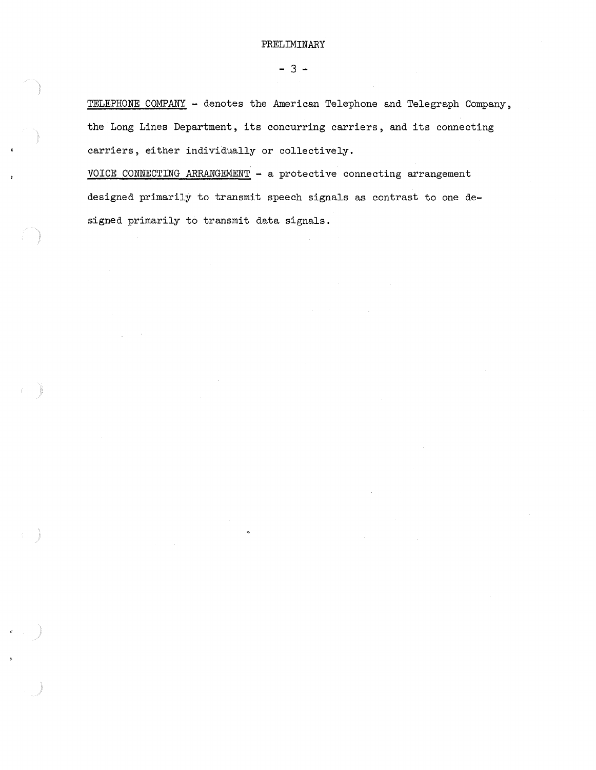PRELIMINARY

<u>TELEPHONE COMPANY</u> - denotes the American Telephone and Telegraph Company, the Long Lines Department, its concurring carriers, and its connecting carriers, either individually or collectively.

<u>VOICE CONNECTING ARRANGEMENT</u> - a protective connecting arrangement designed primarily to transmit speech signals as contrast to one designed primarily to transmit data signals.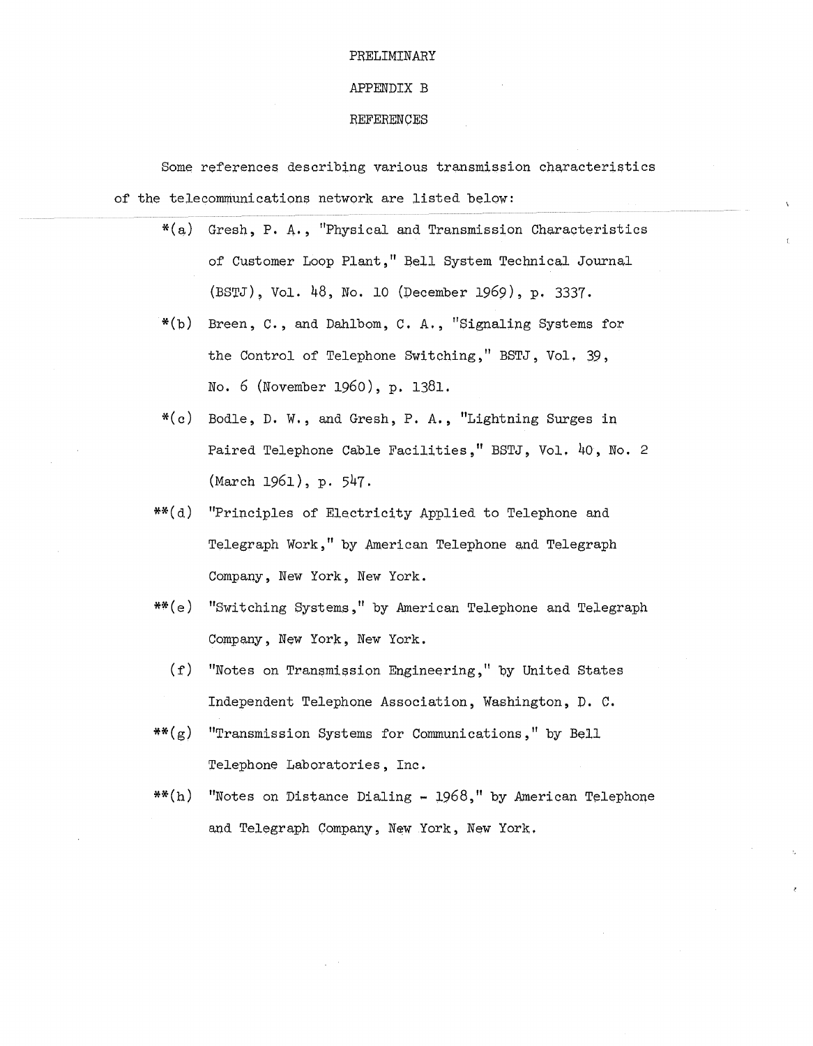PRELIMINARY

# APPENDIX B

## REFERENCES

Some references describing various transmission characteristics of the telecommunications network are listed below:

*(a) Gresh, P. A., "Physical and Transmission Characteristics of Customer Loop Plant," Bell System Technical Journal (BSTJ), Vol. 48, No. 10 (December 1969), p. 3337.

*(b) Breen, C., and Dahlbom, C. A., "Signaling Systems for the Control of Telephone Switching," BSTJ, Vol. 39, No. 6 (November 1960), p. 1381.

*(c) Bodle, D. W., and Gresh, P. A., "Lightning Surges in Paired Telephone Cable Facilities," BSTJ, Vol. 40, No. 2 (March 1961), p. 547.

**(d) "Principles of Electricity Applied to Telephone and Telegraph Work," by American Telephone and Telegraph Company, New York, New York.

**(e) "Switching Systems," by American Telephone and Telegraph Company, New York, New York.

(f) "Notes on Transmission Engineering," by United States Independent Telephone Association, Washington, D. C.

**(g) "Transmission Systems for Communications," by Bell Telephone Laboratories, Inc.

**(h) "Notes on Distance Dialing - 1968," by American Telephone and Telegraph Company, New York, New York.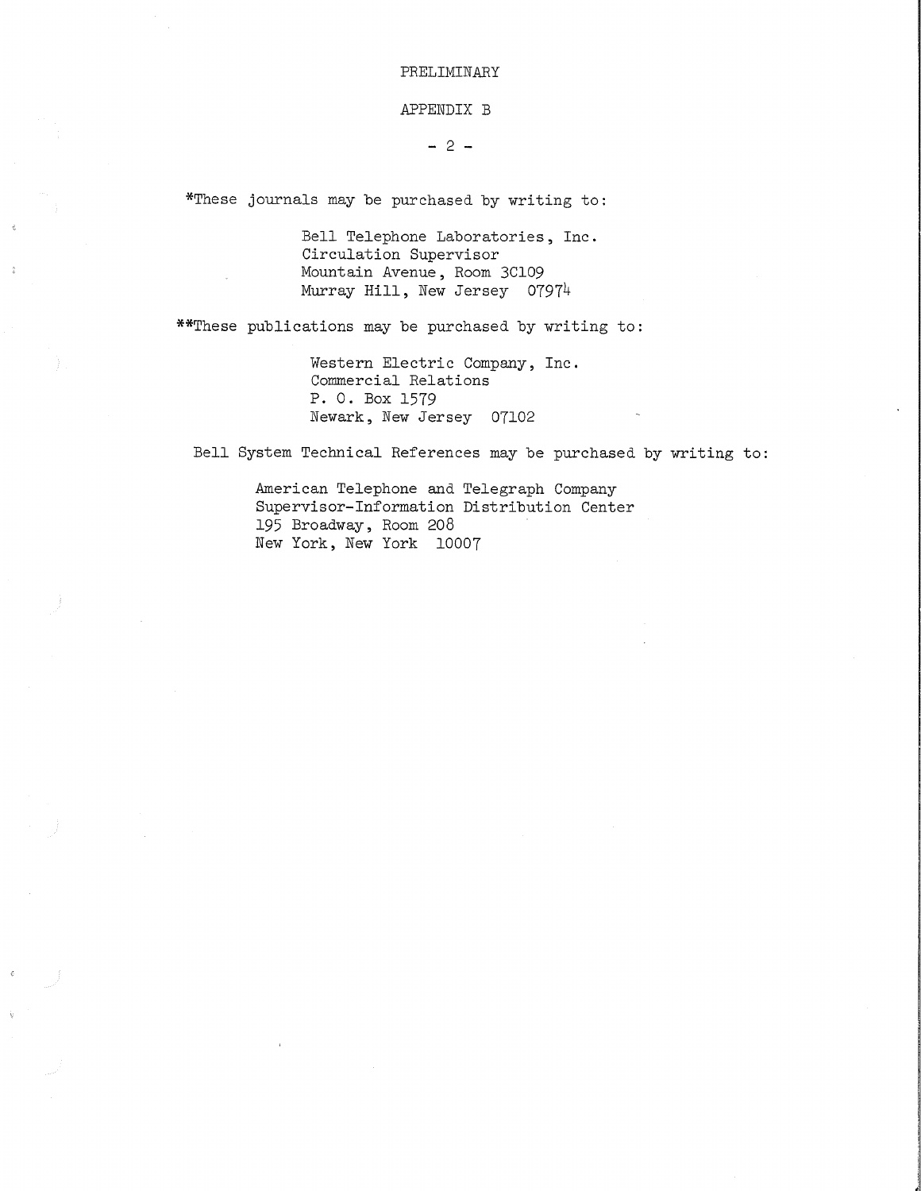PRELIMINARY

APPENDIX B

*These journals may be purchased by writing to:

Bell Telephone Laboratories, Inc.
Circulation Supervisor
Mountain Avenue, Room 3C109
Murray Hill, New Jersey 07974

**These publications may be purchased by writing to:

Western Electric Company, Inc.
Commercial Relations
P. O. Box 1579
Newark, New Jersey 07102

Bell System Technical References may be purchased by writing to:

American Telephone and Telegraph Company
Supervisor-Information Distribution Center
195 Broadway, Room 208
New York, New York 10007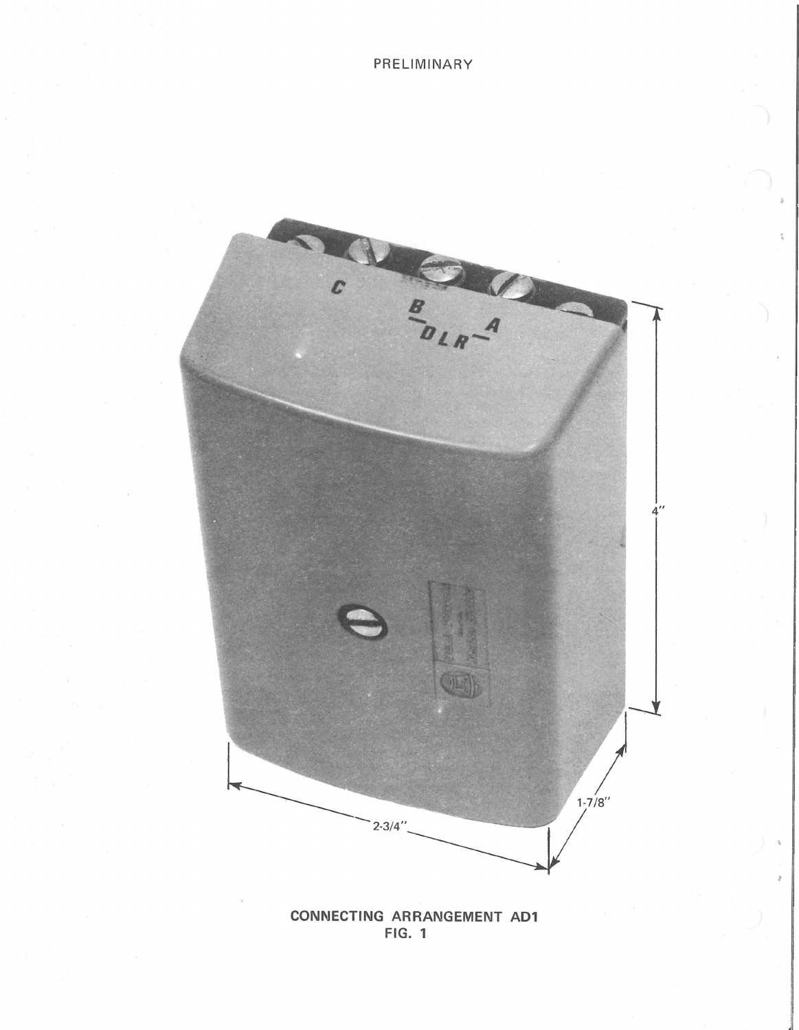PRELIMINARY

CONNECTING ARRANGEMENT AD1
FIG. 1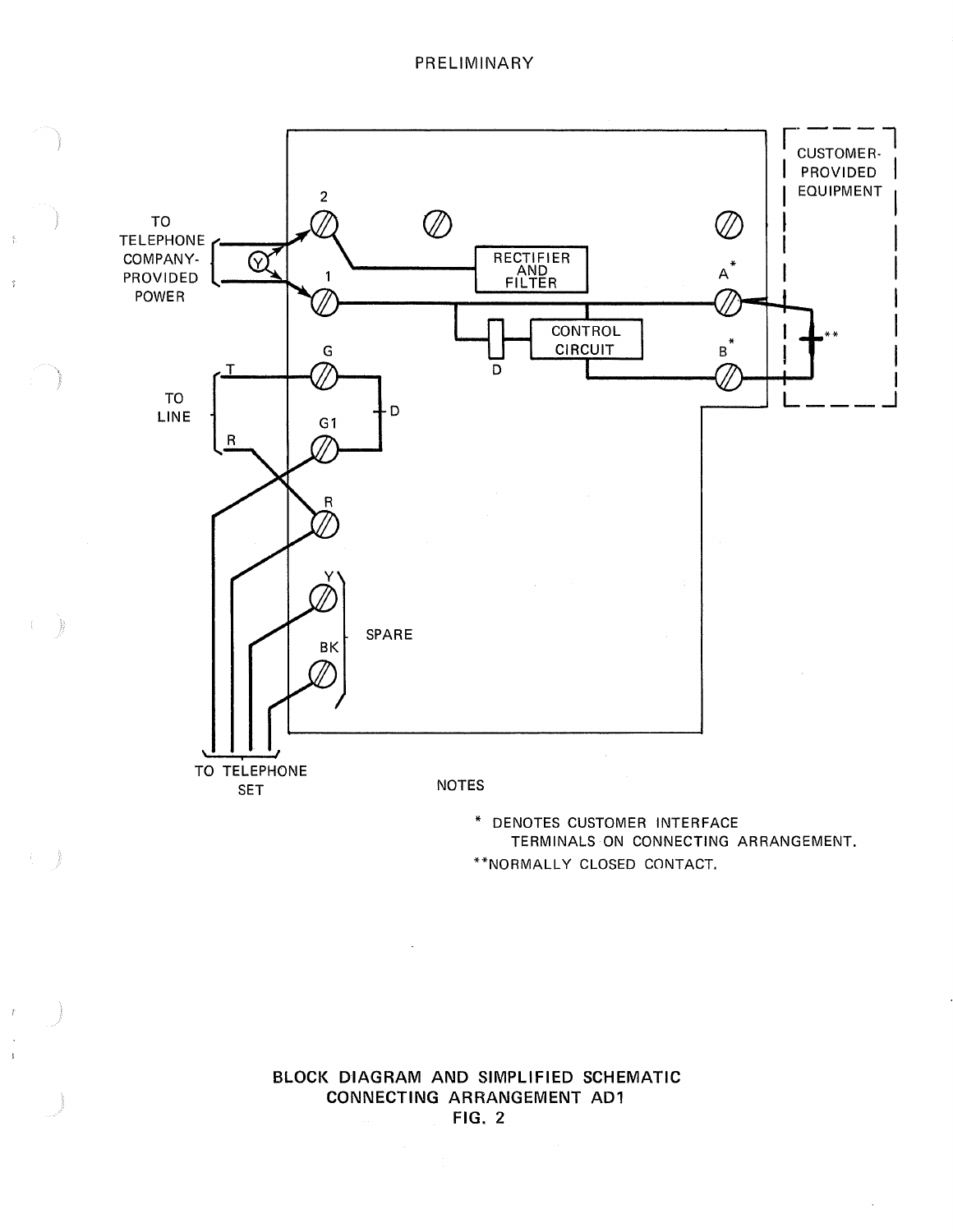PRELIMINARY

TO TELEPHONE COMPANY-PROVIDED POWER

Y

2

1

RECTIFIER AND FILTER

CONTROL CIRCUIT

D

A*

B*

CUSTOMER-PROVIDED EQUIPMENT

**

TO LINE

T

R

G

G1

D

R

Y

BK

SPARE

TO TELEPHONE SET

NOTES

\* DENOTES CUSTOMER INTERFACE TERMINALS ON CONNECTING ARRANGEMENT.

\*\*NORMALLY CLOSED CONTACT.

**BLOCK DIAGRAM AND SIMPLIFIED SCHEMATIC CONNECTING ARRANGEMENT AD1 FIG. 2**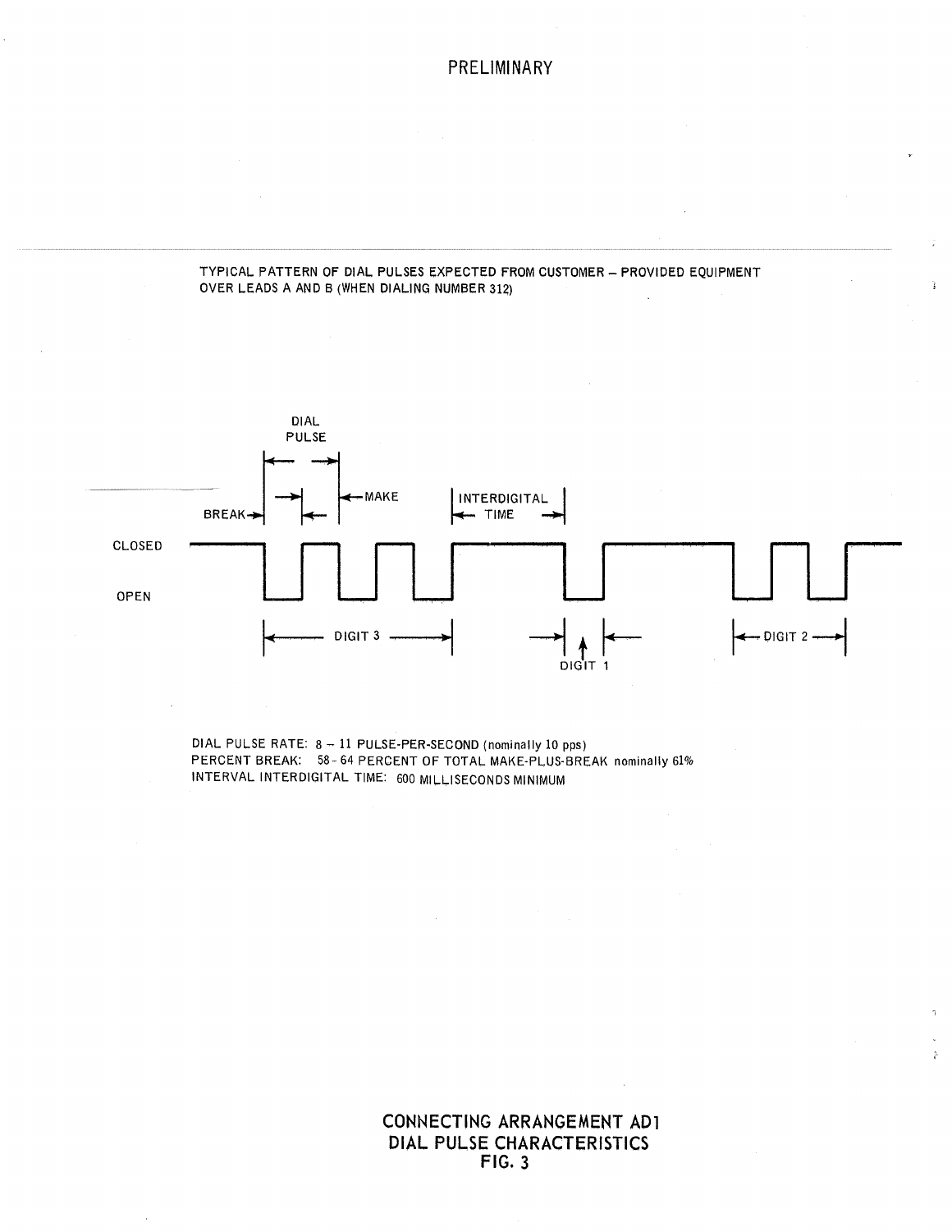PRELIMINARY

TYPICAL PATTERN OF DIAL PULSES EXPECTED FROM CUSTOMER – PROVIDED EQUIPMENT OVER LEADS A AND B (WHEN DIALING NUMBER 312)

DIAL PULSE

BREAK

MAKE

INTERDIGITAL TIME

CLOSED

OPEN

DIGIT 3

DIGIT 1

DIGIT 2

DIAL PULSE RATE: 8 – 11 PULSE-PER-SECOND (nominally 10 pps)
PERCENT BREAK: 58 - 64 PERCENT OF TOTAL MAKE-PLUS-BREAK nominally 61%
INTERVAL INTERDIGITAL TIME: 600 MILLISECONDS MINIMUM

CONNECTING ARRANGEMENT AD1
DIAL PULSE CHARACTERISTICS
FIG. 3